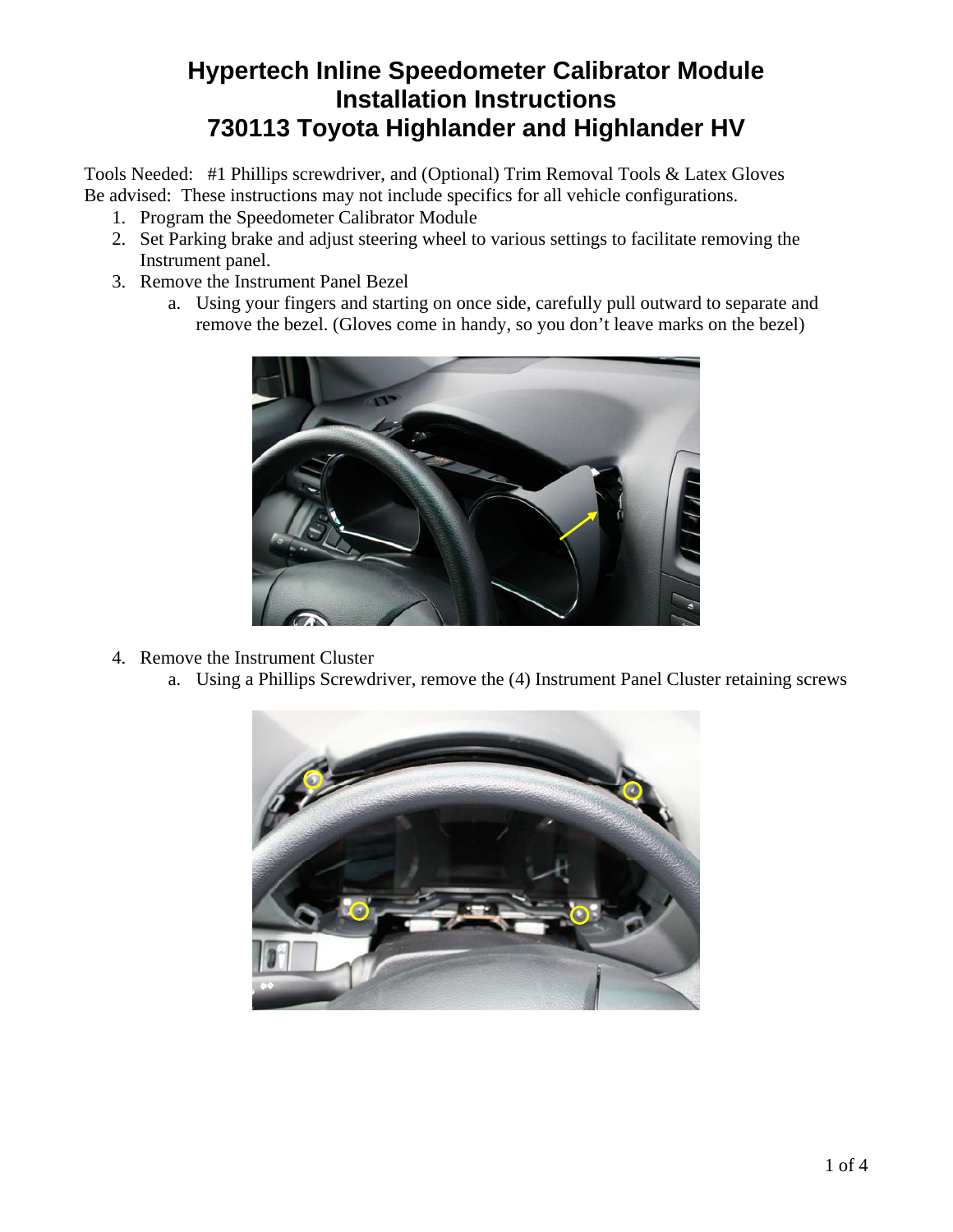# Hypertech Inline Speedometer Calibrator Module Installation Instructions 730113 Toyota Highlander and Highlander HV

Tools Needed: #1 Phillips screwdriver, and (Optional) Trim Removal Tools & Latex Gloves
Be advised: These instructions may not include specifics for all vehicle configurations.

1. Program the Speedometer Calibrator Module
2. Set Parking brake and adjust steering wheel to various settings to facilitate removing the Instrument panel.
3. Remove the Instrument Panel Bezel
   a. Using your fingers and starting on once side, carefully pull outward to separate and remove the bezel. (Gloves come in handy, so you don't leave marks on the bezel)
4. Remove the Instrument Cluster
   a. Using a Phillips Screwdriver, remove the (4) Instrument Panel Cluster retaining screws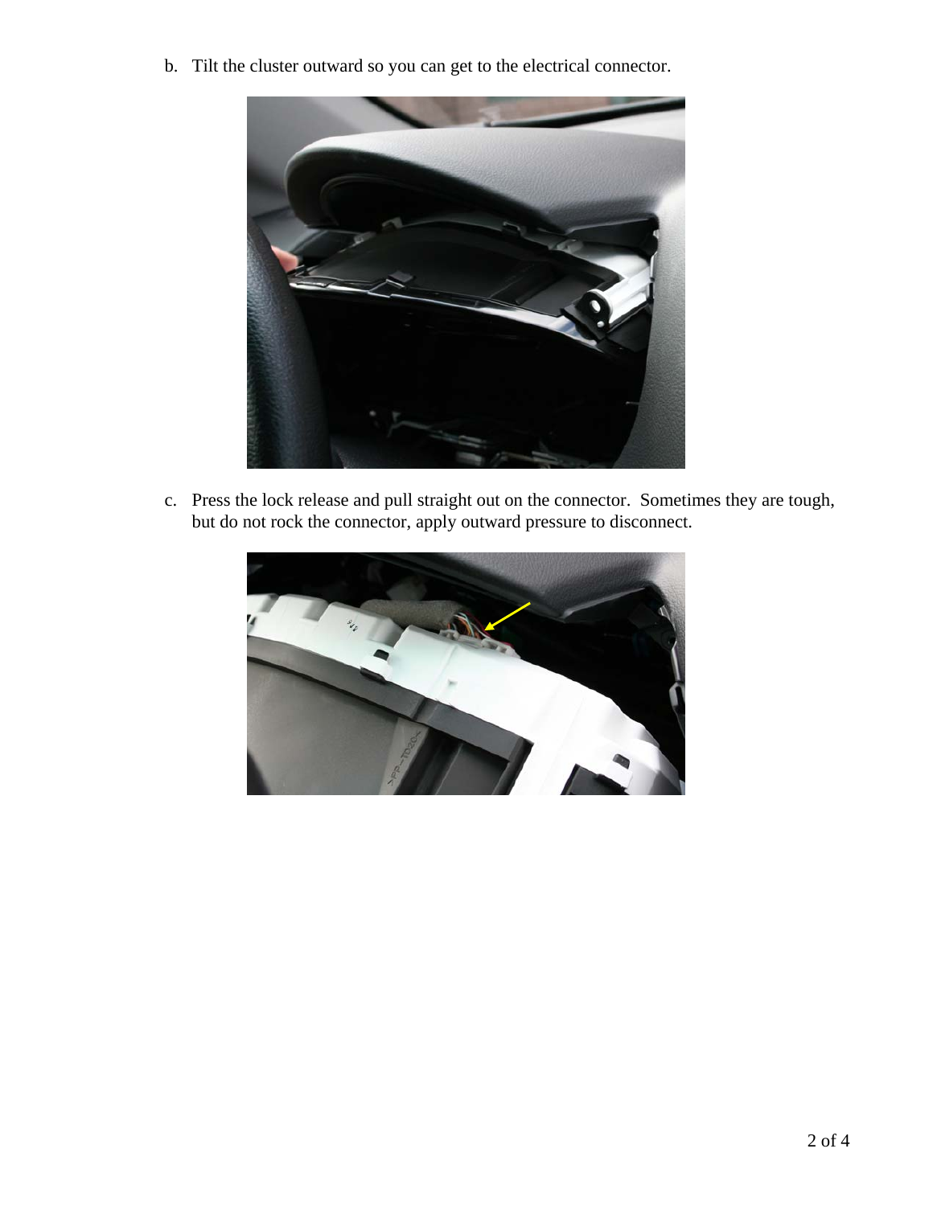b. Tilt the cluster outward so you can get to the electrical connector.

c. Press the lock release and pull straight out on the connector. Sometimes they are tough, but do not rock the connector, apply outward pressure to disconnect.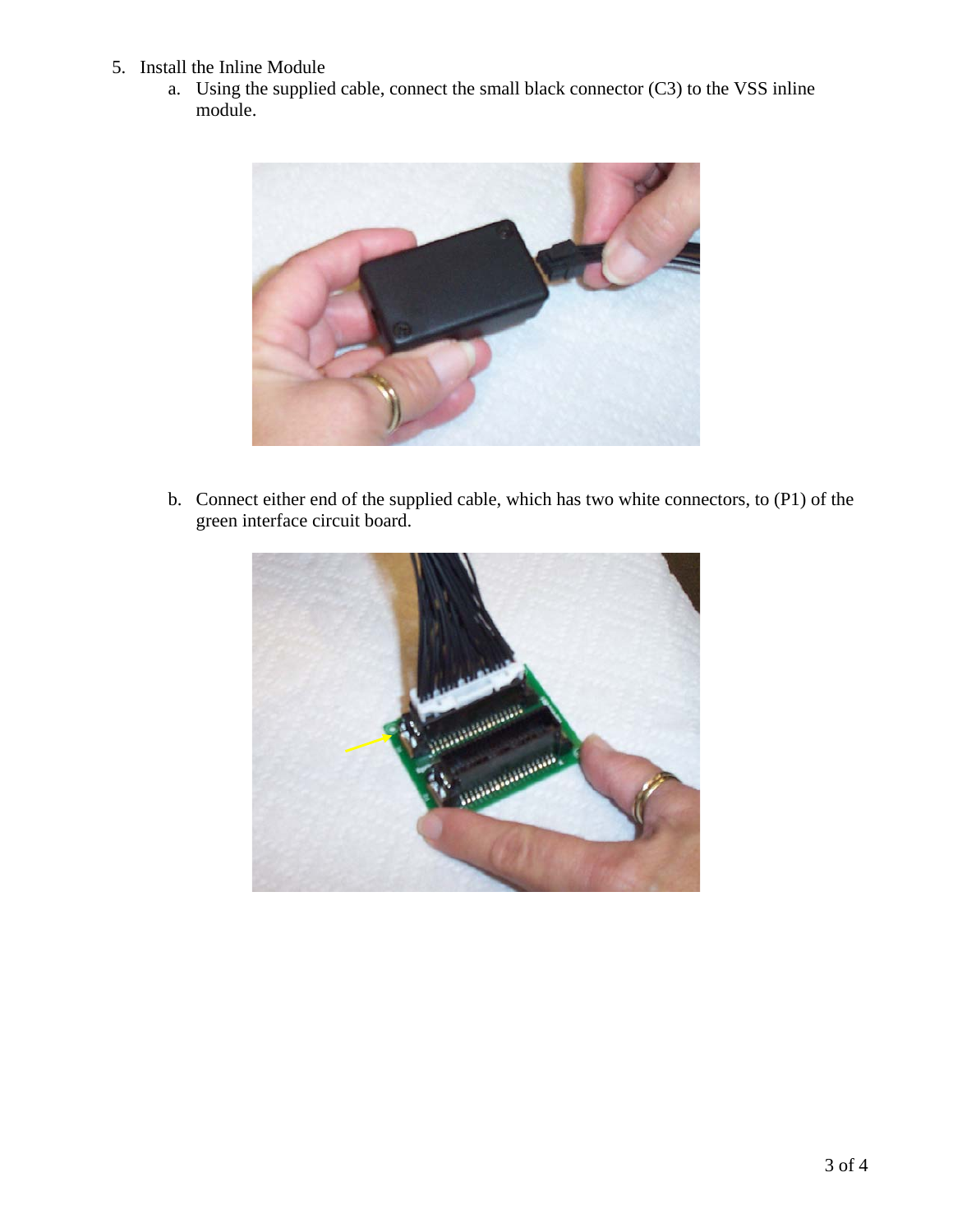5. Install the Inline Module
    a. Using the supplied cable, connect the small black connector (C3) to the VSS inline module.

    b. Connect either end of the supplied cable, which has two white connectors, to (P1) of the green interface circuit board.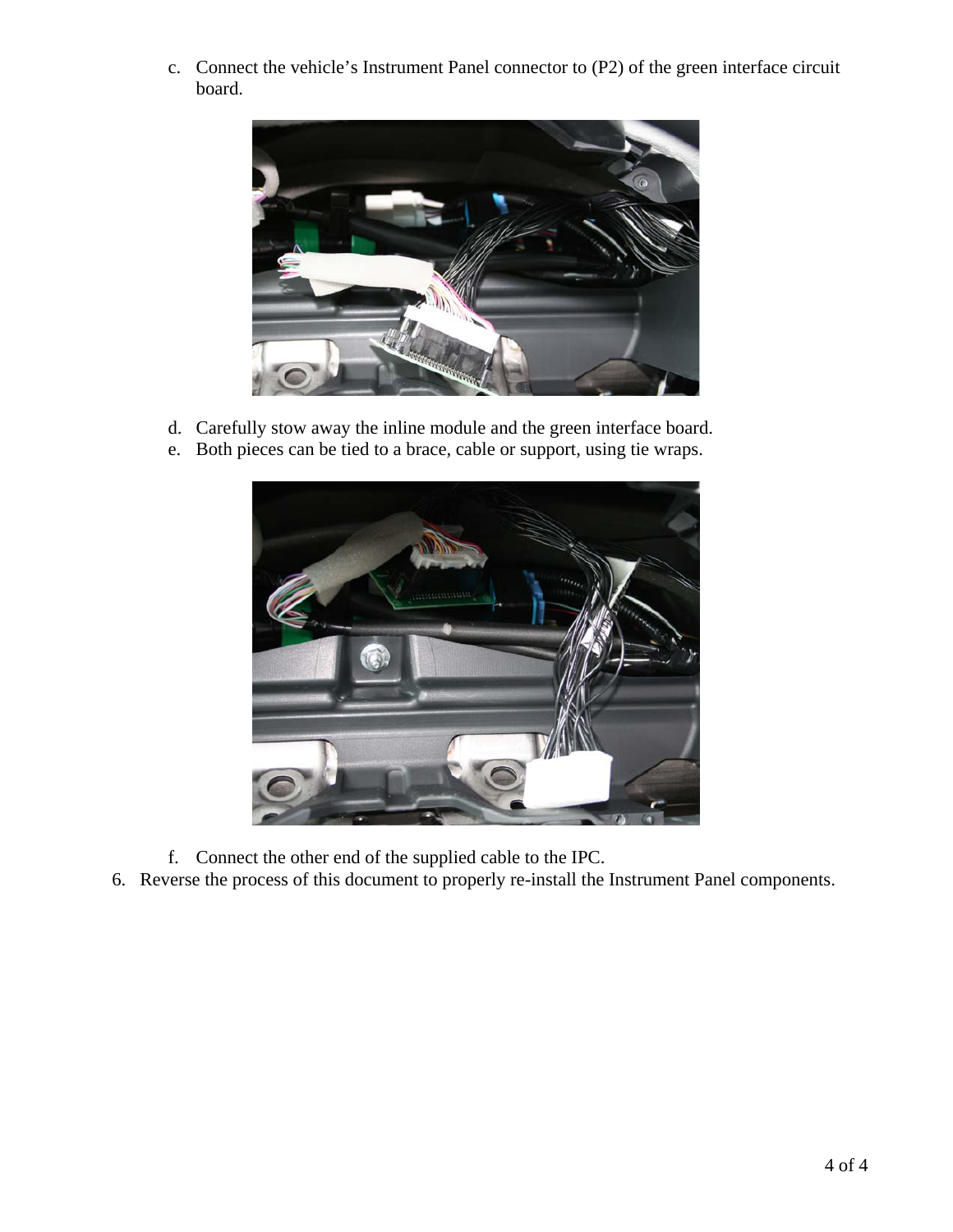c. Connect the vehicle's Instrument Panel connector to (P2) of the green interface circuit board.

d. Carefully stow away the inline module and the green interface board.
e. Both pieces can be tied to a brace, cable or support, using tie wraps.

f. Connect the other end of the supplied cable to the IPC.

6. Reverse the process of this document to properly re-install the Instrument Panel components.